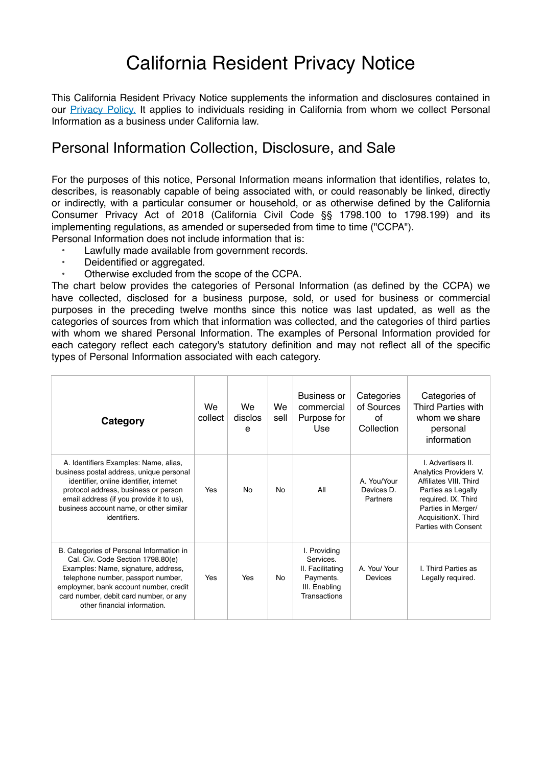# California Resident Privacy Notice

This California Resident Privacy Notice supplements the information and disclosures contained in our [Privacy Policy.](#) It applies to individuals residing in California from whom we collect Personal Information as a business under California law.

## Personal Information Collection, Disclosure, and Sale

For the purposes of this notice, Personal Information means information that identifies, relates to, describes, is reasonably capable of being associated with, or could reasonably be linked, directly or indirectly, with a particular consumer or household, or as otherwise defined by the California Consumer Privacy Act of 2018 (California Civil Code §§ 1798.100 to 1798.199) and its implementing regulations, as amended or superseded from time to time ("CCPA").

Personal Information does not include information that is:

- Lawfully made available from government records.
- Deidentified or aggregated.
- Otherwise excluded from the scope of the CCPA.

The chart below provides the categories of Personal Information (as defined by the CCPA) we have collected, disclosed for a business purpose, sold, or used for business or commercial purposes in the preceding twelve months since this notice was last updated, as well as the categories of sources from which that information was collected, and the categories of third parties with whom we shared Personal Information. The examples of Personal Information provided for each category reflect each category's statutory definition and may not reflect all of the specific types of Personal Information associated with each category.

| Category | We collect | We disclose | We sell | Business or commercial Purpose for Use | Categories of Sources of Collection | Categories of Third Parties with whom we share personal information |
|---|---|---|---|---|---|---|
| A. Identifiers Examples: Name, alias, business postal address, unique personal identifier, online identifier, internet protocol address, business or person email address (if you provide it to us), business account name, or other similar identifiers. | Yes | No | No | All | A. You/Your Devices D. Partners | I. Advertisers II. Analytics Providers V. Affiliates VIII. Third Parties as Legally required. IX. Third Parties in Merger/ AcquisitionX. Third Parties with Consent |
| B. Categories of Personal Information in Cal. Civ. Code Section 1798.80(e) Examples: Name, signature, address, telephone number, passport number, employmer, bank account number, credit card number, debit card number, or any other financial information. | Yes | Yes | No | I. Providing Services. II. Facilitating Payments. III. Enabling Transactions | A. You/ Your Devices | I. Third Parties as Legally required. |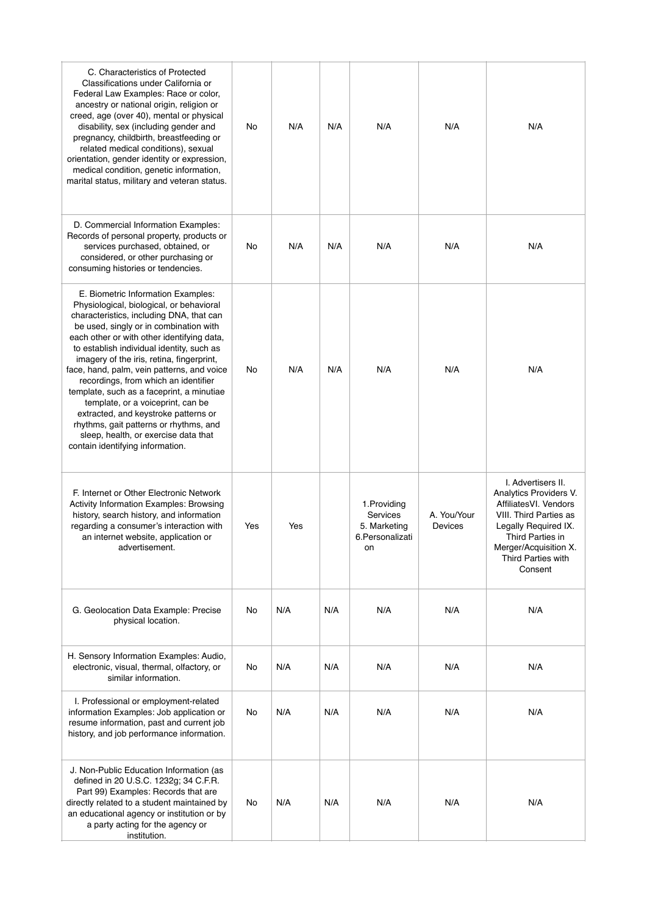| | | | | | | |
|---|---|---|---|---|---|---|
| C. Characteristics of Protected Classifications under California or Federal Law Examples: Race or color, ancestry or national origin, religion or creed, age (over 40), mental or physical disability, sex (including gender and pregnancy, childbirth, breastfeeding or related medical conditions), sexual orientation, gender identity or expression, medical condition, genetic information, marital status, military and veteran status. | No | N/A | N/A | N/A | N/A | N/A |
| D. Commercial Information Examples: Records of personal property, products or services purchased, obtained, or considered, or other purchasing or consuming histories or tendencies. | No | N/A | N/A | N/A | N/A | N/A |
| E. Biometric Information Examples: Physiological, biological, or behavioral characteristics, including DNA, that can be used, singly or in combination with each other or with other identifying data, to establish individual identity, such as imagery of the iris, retina, fingerprint, face, hand, palm, vein patterns, and voice recordings, from which an identifier template, such as a faceprint, a minutiae template, or a voiceprint, can be extracted, and keystroke patterns or rhythms, gait patterns or rhythms, and sleep, health, or exercise data that contain identifying information. | No | N/A | N/A | N/A | N/A | N/A |
| F. Internet or Other Electronic Network Activity Information Examples: Browsing history, search history, and information regarding a consumer's interaction with an internet website, application or advertisement. | Yes | Yes | | 1.Providing Services 5. Marketing 6.Personalization | A. You/Your Devices | I. Advertisers II. Analytics Providers V. AffiliatesVI. Vendors VIII. Third Parties as Legally Required IX. Third Parties in Merger/Acquisition X. Third Parties with Consent |
| G. Geolocation Data Example: Precise physical location. | No | N/A | N/A | N/A | N/A | N/A |
| H. Sensory Information Examples: Audio, electronic, visual, thermal, olfactory, or similar information. | No | N/A | N/A | N/A | N/A | N/A |
| I. Professional or employment-related information Examples: Job application or resume information, past and current job history, and job performance information. | No | N/A | N/A | N/A | N/A | N/A |
| J. Non-Public Education Information (as defined in 20 U.S.C. 1232g; 34 C.F.R. Part 99) Examples: Records that are directly related to a student maintained by an educational agency or institution or by a party acting for the agency or institution. | No | N/A | N/A | N/A | N/A | N/A |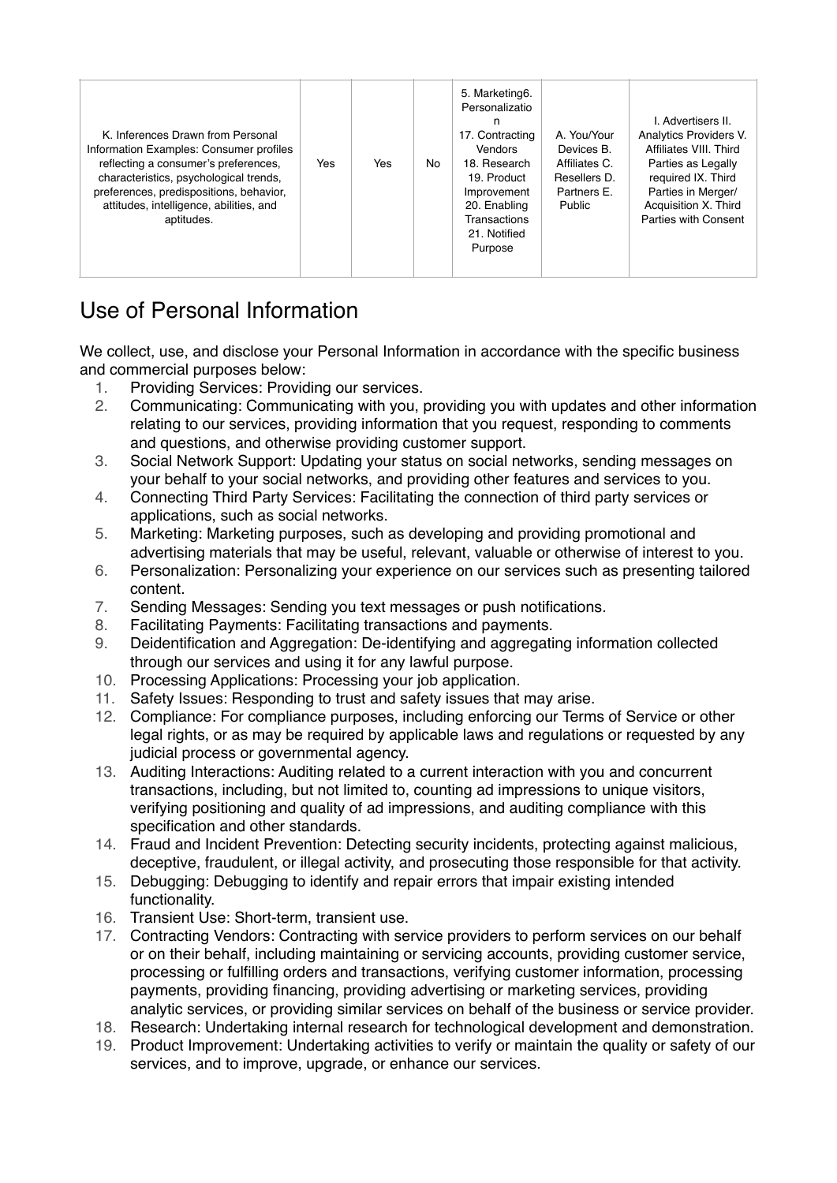| K. Inferences Drawn from Personal Information Examples: Consumer profiles reflecting a consumer's preferences, characteristics, psychological trends, preferences, predispositions, behavior, attitudes, intelligence, abilities, and aptitudes. | Yes | Yes | No | 5. Marketing6. Personalization 17. Contracting Vendors 18. Research 19. Product Improvement 20. Enabling Transactions 21. Notified Purpose | A. You/Your Devices B. Affiliates C. Resellers D. Partners E. Public | I. Advertisers II. Analytics Providers V. Affiliates VIII. Third Parties as Legally required IX. Third Parties in Merger/ Acquisition X. Third Parties with Consent |
|---|---|---|---|---|---|---|

## Use of Personal Information

We collect, use, and disclose your Personal Information in accordance with the specific business and commercial purposes below:

1. Providing Services: Providing our services.
2. Communicating: Communicating with you, providing you with updates and other information relating to our services, providing information that you request, responding to comments and questions, and otherwise providing customer support.
3. Social Network Support: Updating your status on social networks, sending messages on your behalf to your social networks, and providing other features and services to you.
4. Connecting Third Party Services: Facilitating the connection of third party services or applications, such as social networks.
5. Marketing: Marketing purposes, such as developing and providing promotional and advertising materials that may be useful, relevant, valuable or otherwise of interest to you.
6. Personalization: Personalizing your experience on our services such as presenting tailored content.
7. Sending Messages: Sending you text messages or push notifications.
8. Facilitating Payments: Facilitating transactions and payments.
9. Deidentification and Aggregation: De-identifying and aggregating information collected through our services and using it for any lawful purpose.
10. Processing Applications: Processing your job application.
11. Safety Issues: Responding to trust and safety issues that may arise.
12. Compliance: For compliance purposes, including enforcing our Terms of Service or other legal rights, or as may be required by applicable laws and regulations or requested by any judicial process or governmental agency.
13. Auditing Interactions: Auditing related to a current interaction with you and concurrent transactions, including, but not limited to, counting ad impressions to unique visitors, verifying positioning and quality of ad impressions, and auditing compliance with this specification and other standards.
14. Fraud and Incident Prevention: Detecting security incidents, protecting against malicious, deceptive, fraudulent, or illegal activity, and prosecuting those responsible for that activity.
15. Debugging: Debugging to identify and repair errors that impair existing intended functionality.
16. Transient Use: Short-term, transient use.
17. Contracting Vendors: Contracting with service providers to perform services on our behalf or on their behalf, including maintaining or servicing accounts, providing customer service, processing or fulfilling orders and transactions, verifying customer information, processing payments, providing financing, providing advertising or marketing services, providing analytic services, or providing similar services on behalf of the business or service provider.
18. Research: Undertaking internal research for technological development and demonstration.
19. Product Improvement: Undertaking activities to verify or maintain the quality or safety of our services, and to improve, upgrade, or enhance our services.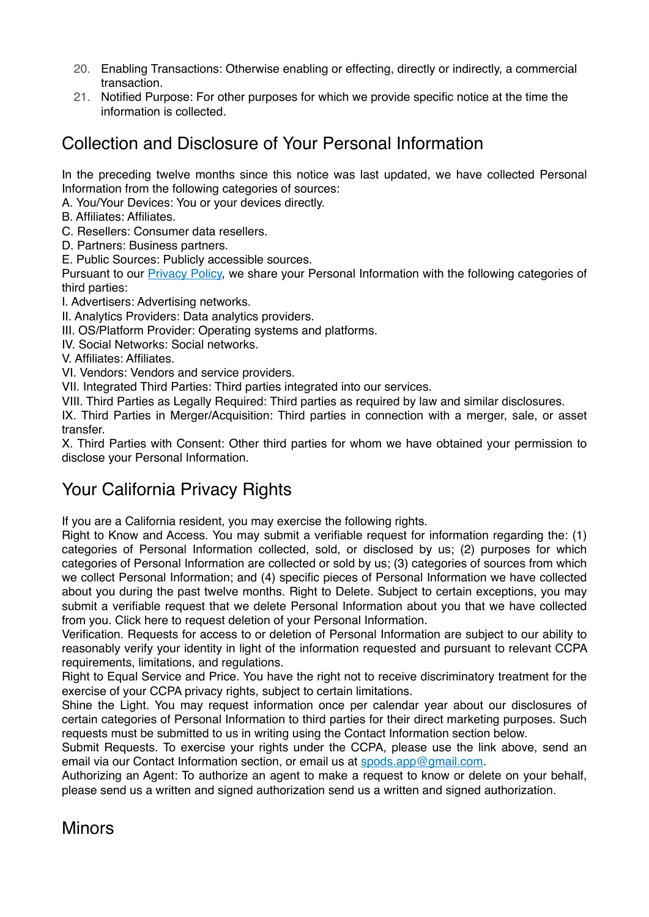20. Enabling Transactions: Otherwise enabling or effecting, directly or indirectly, a commercial transaction.
21. Notified Purpose: For other purposes for which we provide specific notice at the time the information is collected.

## Collection and Disclosure of Your Personal Information

In the preceding twelve months since this notice was last updated, we have collected Personal Information from the following categories of sources:
A. You/Your Devices: You or your devices directly.
B. Affiliates: Affiliates.
C. Resellers: Consumer data resellers.
D. Partners: Business partners.
E. Public Sources: Publicly accessible sources.
Pursuant to our [Privacy Policy](), we share your Personal Information with the following categories of third parties:
I. Advertisers: Advertising networks.
II. Analytics Providers: Data analytics providers.
III. OS/Platform Provider: Operating systems and platforms.
IV. Social Networks: Social networks.
V. Affiliates: Affiliates.
VI. Vendors: Vendors and service providers.
VII. Integrated Third Parties: Third parties integrated into our services.
VIII. Third Parties as Legally Required: Third parties as required by law and similar disclosures.
IX. Third Parties in Merger/Acquisition: Third parties in connection with a merger, sale, or asset transfer.
X. Third Parties with Consent: Other third parties for whom we have obtained your permission to disclose your Personal Information.

## Your California Privacy Rights

If you are a California resident, you may exercise the following rights.
Right to Know and Access. You may submit a verifiable request for information regarding the: (1) categories of Personal Information collected, sold, or disclosed by us; (2) purposes for which categories of Personal Information are collected or sold by us; (3) categories of sources from which we collect Personal Information; and (4) specific pieces of Personal Information we have collected about you during the past twelve months. Right to Delete. Subject to certain exceptions, you may submit a verifiable request that we delete Personal Information about you that we have collected from you. Click here to request deletion of your Personal Information.
Verification. Requests for access to or deletion of Personal Information are subject to our ability to reasonably verify your identity in light of the information requested and pursuant to relevant CCPA requirements, limitations, and regulations.
Right to Equal Service and Price. You have the right not to receive discriminatory treatment for the exercise of your CCPA privacy rights, subject to certain limitations.
Shine the Light. You may request information once per calendar year about our disclosures of certain categories of Personal Information to third parties for their direct marketing purposes. Such requests must be submitted to us in writing using the Contact Information section below.
Submit Requests. To exercise your rights under the CCPA, please use the link above, send an email via our Contact Information section, or email us at [spods.app@gmail.com](mailto:spods.app@gmail.com).
Authorizing an Agent: To authorize an agent to make a request to know or delete on your behalf, please send us a written and signed authorization send us a written and signed authorization.

## Minors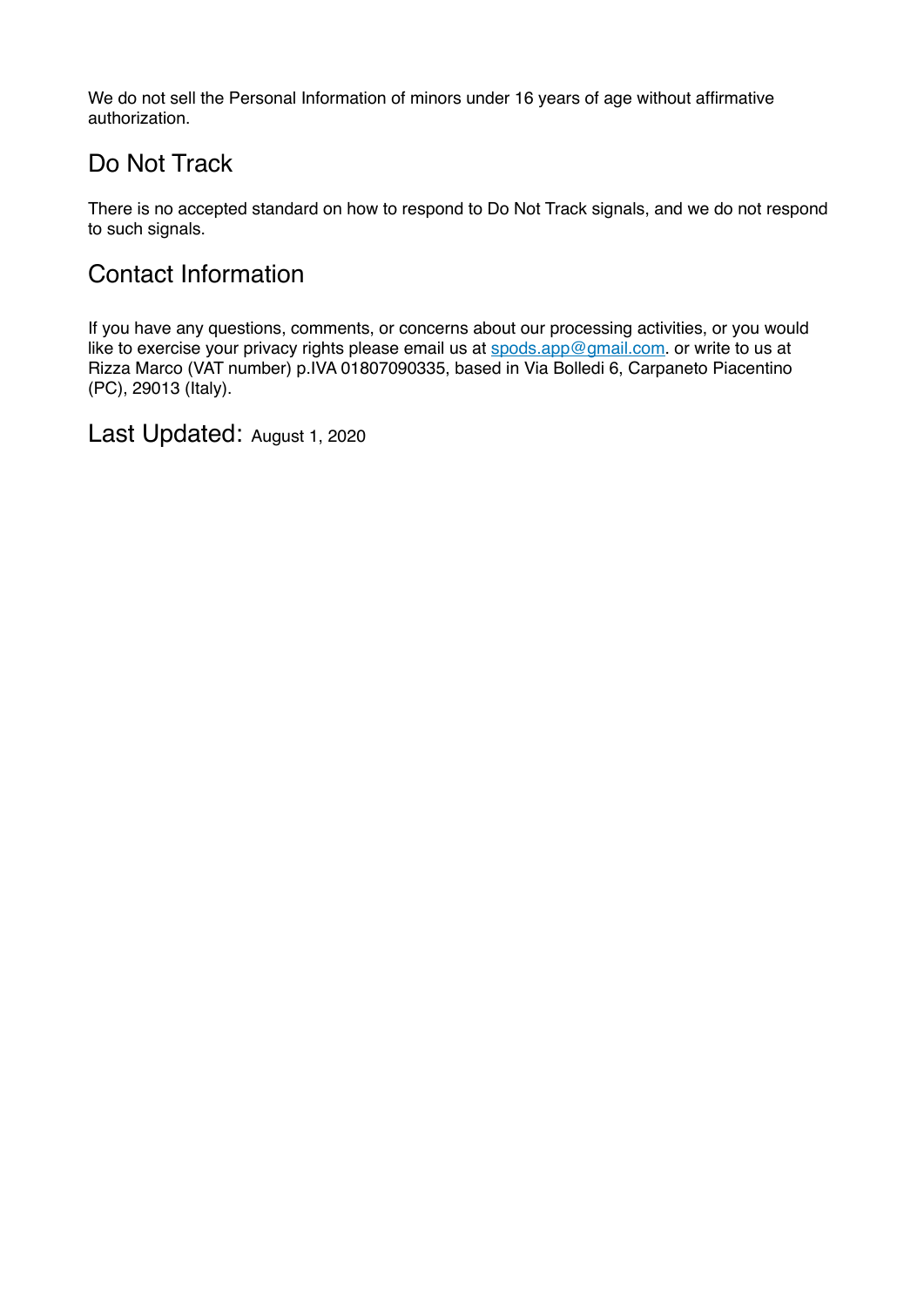We do not sell the Personal Information of minors under 16 years of age without affirmative authorization.

## Do Not Track

There is no accepted standard on how to respond to Do Not Track signals, and we do not respond to such signals.

## Contact Information

If you have any questions, comments, or concerns about our processing activities, or you would like to exercise your privacy rights please email us at spods.app@gmail.com. or write to us at Rizza Marco (VAT number) p.IVA 01807090335, based in Via Bolledi 6, Carpaneto Piacentino (PC), 29013 (Italy).

## Last Updated: August 1, 2020